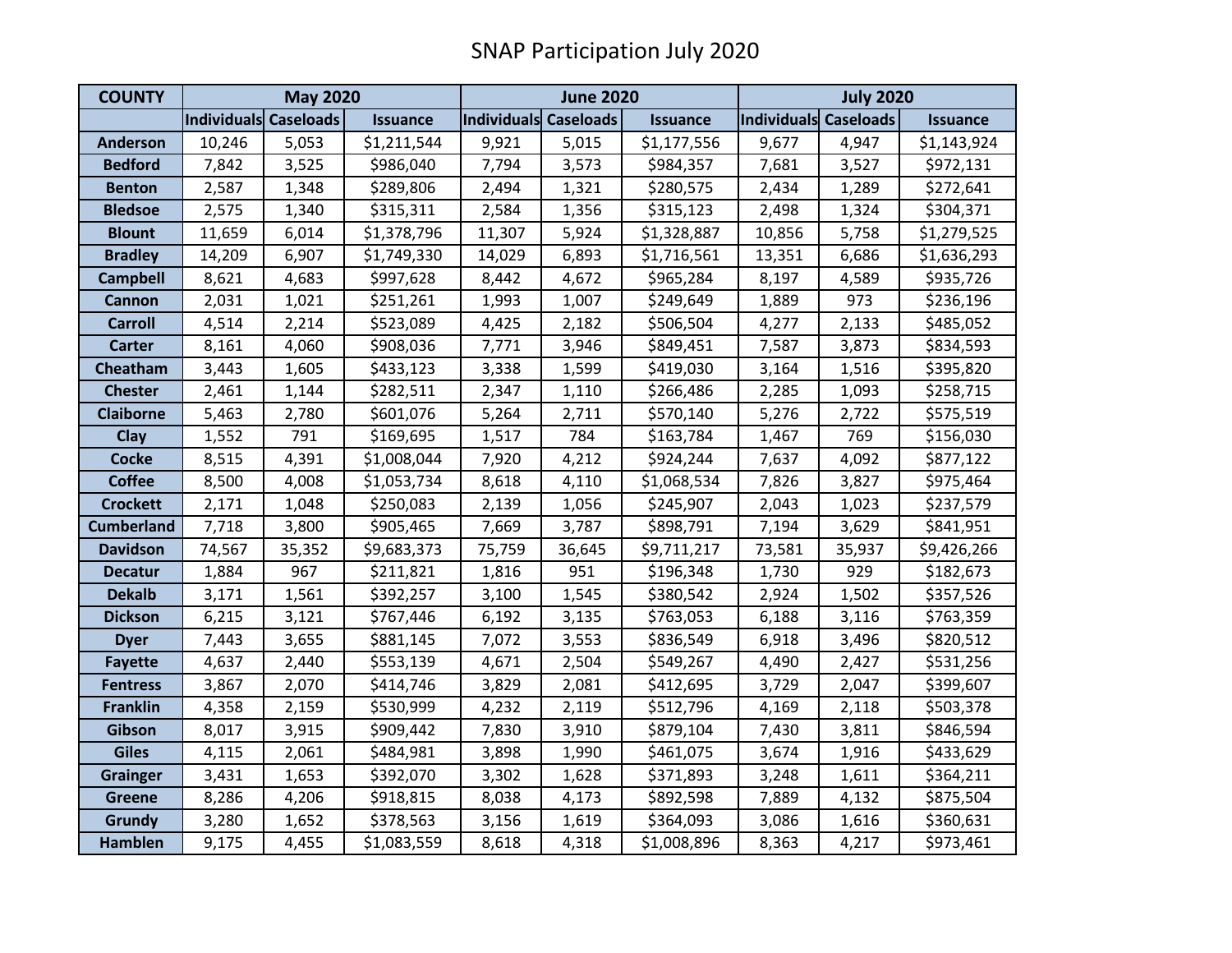# SNAP Participation July 2020

| COUNTY | May 2020 | | | June 2020 | | | July 2020 | | |
|---|---|---|---|---|---|---|---|---|---|
| | Individuals | Caseloads | Issuance | Individuals | Caseloads | Issuance | Individuals | Caseloads | Issuance |
| Anderson | 10,246 | 5,053 | $1,211,544 | 9,921 | 5,015 | $1,177,556 | 9,677 | 4,947 | $1,143,924 |
| Bedford | 7,842 | 3,525 | $986,040 | 7,794 | 3,573 | $984,357 | 7,681 | 3,527 | $972,131 |
| Benton | 2,587 | 1,348 | $289,806 | 2,494 | 1,321 | $280,575 | 2,434 | 1,289 | $272,641 |
| Bledsoe | 2,575 | 1,340 | $315,311 | 2,584 | 1,356 | $315,123 | 2,498 | 1,324 | $304,371 |
| Blount | 11,659 | 6,014 | $1,378,796 | 11,307 | 5,924 | $1,328,887 | 10,856 | 5,758 | $1,279,525 |
| Bradley | 14,209 | 6,907 | $1,749,330 | 14,029 | 6,893 | $1,716,561 | 13,351 | 6,686 | $1,636,293 |
| Campbell | 8,621 | 4,683 | $997,628 | 8,442 | 4,672 | $965,284 | 8,197 | 4,589 | $935,726 |
| Cannon | 2,031 | 1,021 | $251,261 | 1,993 | 1,007 | $249,649 | 1,889 | 973 | $236,196 |
| Carroll | 4,514 | 2,214 | $523,089 | 4,425 | 2,182 | $506,504 | 4,277 | 2,133 | $485,052 |
| Carter | 8,161 | 4,060 | $908,036 | 7,771 | 3,946 | $849,451 | 7,587 | 3,873 | $834,593 |
| Cheatham | 3,443 | 1,605 | $433,123 | 3,338 | 1,599 | $419,030 | 3,164 | 1,516 | $395,820 |
| Chester | 2,461 | 1,144 | $282,511 | 2,347 | 1,110 | $266,486 | 2,285 | 1,093 | $258,715 |
| Claiborne | 5,463 | 2,780 | $601,076 | 5,264 | 2,711 | $570,140 | 5,276 | 2,722 | $575,519 |
| Clay | 1,552 | 791 | $169,695 | 1,517 | 784 | $163,784 | 1,467 | 769 | $156,030 |
| Cocke | 8,515 | 4,391 | $1,008,044 | 7,920 | 4,212 | $924,244 | 7,637 | 4,092 | $877,122 |
| Coffee | 8,500 | 4,008 | $1,053,734 | 8,618 | 4,110 | $1,068,534 | 7,826 | 3,827 | $975,464 |
| Crockett | 2,171 | 1,048 | $250,083 | 2,139 | 1,056 | $245,907 | 2,043 | 1,023 | $237,579 |
| Cumberland | 7,718 | 3,800 | $905,465 | 7,669 | 3,787 | $898,791 | 7,194 | 3,629 | $841,951 |
| Davidson | 74,567 | 35,352 | $9,683,373 | 75,759 | 36,645 | $9,711,217 | 73,581 | 35,937 | $9,426,266 |
| Decatur | 1,884 | 967 | $211,821 | 1,816 | 951 | $196,348 | 1,730 | 929 | $182,673 |
| Dekalb | 3,171 | 1,561 | $392,257 | 3,100 | 1,545 | $380,542 | 2,924 | 1,502 | $357,526 |
| Dickson | 6,215 | 3,121 | $767,446 | 6,192 | 3,135 | $763,053 | 6,188 | 3,116 | $763,359 |
| Dyer | 7,443 | 3,655 | $881,145 | 7,072 | 3,553 | $836,549 | 6,918 | 3,496 | $820,512 |
| Fayette | 4,637 | 2,440 | $553,139 | 4,671 | 2,504 | $549,267 | 4,490 | 2,427 | $531,256 |
| Fentress | 3,867 | 2,070 | $414,746 | 3,829 | 2,081 | $412,695 | 3,729 | 2,047 | $399,607 |
| Franklin | 4,358 | 2,159 | $530,999 | 4,232 | 2,119 | $512,796 | 4,169 | 2,118 | $503,378 |
| Gibson | 8,017 | 3,915 | $909,442 | 7,830 | 3,910 | $879,104 | 7,430 | 3,811 | $846,594 |
| Giles | 4,115 | 2,061 | $484,981 | 3,898 | 1,990 | $461,075 | 3,674 | 1,916 | $433,629 |
| Grainger | 3,431 | 1,653 | $392,070 | 3,302 | 1,628 | $371,893 | 3,248 | 1,611 | $364,211 |
| Greene | 8,286 | 4,206 | $918,815 | 8,038 | 4,173 | $892,598 | 7,889 | 4,132 | $875,504 |
| Grundy | 3,280 | 1,652 | $378,563 | 3,156 | 1,619 | $364,093 | 3,086 | 1,616 | $360,631 |
| Hamblen | 9,175 | 4,455 | $1,083,559 | 8,618 | 4,318 | $1,008,896 | 8,363 | 4,217 | $973,461 |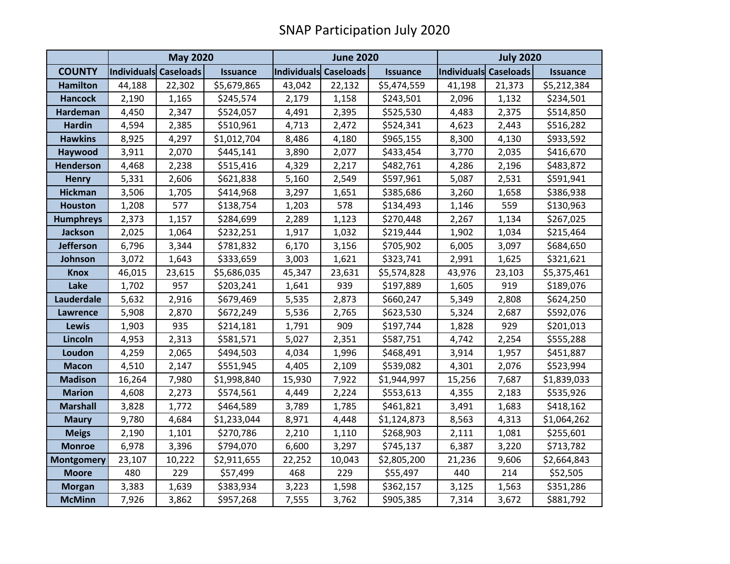# SNAP Participation July 2020

| | May 2020 | | | June 2020 | | | July 2020 | | |
|---|---|---|---|---|---|---|---|---|---|
| COUNTY | Individuals | Caseloads | Issuance | Individuals | Caseloads | Issuance | Individuals | Caseloads | Issuance |
| Hamilton | 44,188 | 22,302 | $5,679,865 | 43,042 | 22,132 | $5,474,559 | 41,198 | 21,373 | $5,212,384 |
| Hancock | 2,190 | 1,165 | $245,574 | 2,179 | 1,158 | $243,501 | 2,096 | 1,132 | $234,501 |
| Hardeman | 4,450 | 2,347 | $524,057 | 4,491 | 2,395 | $525,530 | 4,483 | 2,375 | $514,850 |
| Hardin | 4,594 | 2,385 | $510,961 | 4,713 | 2,472 | $524,341 | 4,623 | 2,443 | $516,282 |
| Hawkins | 8,925 | 4,297 | $1,012,704 | 8,486 | 4,180 | $965,155 | 8,300 | 4,130 | $933,592 |
| Haywood | 3,911 | 2,070 | $445,141 | 3,890 | 2,077 | $433,454 | 3,770 | 2,035 | $416,670 |
| Henderson | 4,468 | 2,238 | $515,416 | 4,329 | 2,217 | $482,761 | 4,286 | 2,196 | $483,872 |
| Henry | 5,331 | 2,606 | $621,838 | 5,160 | 2,549 | $597,961 | 5,087 | 2,531 | $591,941 |
| Hickman | 3,506 | 1,705 | $414,968 | 3,297 | 1,651 | $385,686 | 3,260 | 1,658 | $386,938 |
| Houston | 1,208 | 577 | $138,754 | 1,203 | 578 | $134,493 | 1,146 | 559 | $130,963 |
| Humphreys | 2,373 | 1,157 | $284,699 | 2,289 | 1,123 | $270,448 | 2,267 | 1,134 | $267,025 |
| Jackson | 2,025 | 1,064 | $232,251 | 1,917 | 1,032 | $219,444 | 1,902 | 1,034 | $215,464 |
| Jefferson | 6,796 | 3,344 | $781,832 | 6,170 | 3,156 | $705,902 | 6,005 | 3,097 | $684,650 |
| Johnson | 3,072 | 1,643 | $333,659 | 3,003 | 1,621 | $323,741 | 2,991 | 1,625 | $321,621 |
| Knox | 46,015 | 23,615 | $5,686,035 | 45,347 | 23,631 | $5,574,828 | 43,976 | 23,103 | $5,375,461 |
| Lake | 1,702 | 957 | $203,241 | 1,641 | 939 | $197,889 | 1,605 | 919 | $189,076 |
| Lauderdale | 5,632 | 2,916 | $679,469 | 5,535 | 2,873 | $660,247 | 5,349 | 2,808 | $624,250 |
| Lawrence | 5,908 | 2,870 | $672,249 | 5,536 | 2,765 | $623,530 | 5,324 | 2,687 | $592,076 |
| Lewis | 1,903 | 935 | $214,181 | 1,791 | 909 | $197,744 | 1,828 | 929 | $201,013 |
| Lincoln | 4,953 | 2,313 | $581,571 | 5,027 | 2,351 | $587,751 | 4,742 | 2,254 | $555,288 |
| Loudon | 4,259 | 2,065 | $494,503 | 4,034 | 1,996 | $468,491 | 3,914 | 1,957 | $451,887 |
| Macon | 4,510 | 2,147 | $551,945 | 4,405 | 2,109 | $539,082 | 4,301 | 2,076 | $523,994 |
| Madison | 16,264 | 7,980 | $1,998,840 | 15,930 | 7,922 | $1,944,997 | 15,256 | 7,687 | $1,839,033 |
| Marion | 4,608 | 2,273 | $574,561 | 4,449 | 2,224 | $553,613 | 4,355 | 2,183 | $535,926 |
| Marshall | 3,828 | 1,772 | $464,589 | 3,789 | 1,785 | $461,821 | 3,491 | 1,683 | $418,162 |
| Maury | 9,780 | 4,684 | $1,233,044 | 8,971 | 4,448 | $1,124,873 | 8,563 | 4,313 | $1,064,262 |
| Meigs | 2,190 | 1,101 | $270,786 | 2,210 | 1,110 | $268,903 | 2,111 | 1,081 | $255,601 |
| Monroe | 6,978 | 3,396 | $794,070 | 6,600 | 3,297 | $745,137 | 6,387 | 3,220 | $713,782 |
| Montgomery | 23,107 | 10,222 | $2,911,655 | 22,252 | 10,043 | $2,805,200 | 21,236 | 9,606 | $2,664,843 |
| Moore | 480 | 229 | $57,499 | 468 | 229 | $55,497 | 440 | 214 | $52,505 |
| Morgan | 3,383 | 1,639 | $383,934 | 3,223 | 1,598 | $362,157 | 3,125 | 1,563 | $351,286 |
| McMinn | 7,926 | 3,862 | $957,268 | 7,555 | 3,762 | $905,385 | 7,314 | 3,672 | $881,792 |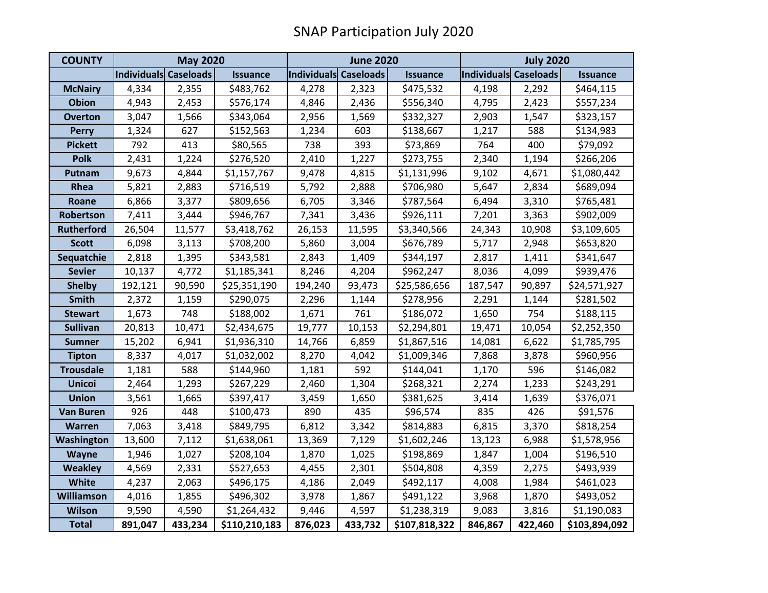# SNAP Participation July 2020

| COUNTY | May 2020 | | | June 2020 | | | July 2020 | | |
|---|---|---|---|---|---|---|---|---|---|
| | Individuals | Caseloads | Issuance | Individuals | Caseloads | Issuance | Individuals | Caseloads | Issuance |
| **McNairy** | 4,334 | 2,355 | $483,762 | 4,278 | 2,323 | $475,532 | 4,198 | 2,292 | $464,115 |
| **Obion** | 4,943 | 2,453 | $576,174 | 4,846 | 2,436 | $556,340 | 4,795 | 2,423 | $557,234 |
| **Overton** | 3,047 | 1,566 | $343,064 | 2,956 | 1,569 | $332,327 | 2,903 | 1,547 | $323,157 |
| **Perry** | 1,324 | 627 | $152,563 | 1,234 | 603 | $138,667 | 1,217 | 588 | $134,983 |
| **Pickett** | 792 | 413 | $80,565 | 738 | 393 | $73,869 | 764 | 400 | $79,092 |
| **Polk** | 2,431 | 1,224 | $276,520 | 2,410 | 1,227 | $273,755 | 2,340 | 1,194 | $266,206 |
| **Putnam** | 9,673 | 4,844 | $1,157,767 | 9,478 | 4,815 | $1,131,996 | 9,102 | 4,671 | $1,080,442 |
| **Rhea** | 5,821 | 2,883 | $716,519 | 5,792 | 2,888 | $706,980 | 5,647 | 2,834 | $689,094 |
| **Roane** | 6,866 | 3,377 | $809,656 | 6,705 | 3,346 | $787,564 | 6,494 | 3,310 | $765,481 |
| **Robertson** | 7,411 | 3,444 | $946,767 | 7,341 | 3,436 | $926,111 | 7,201 | 3,363 | $902,009 |
| **Rutherford** | 26,504 | 11,577 | $3,418,762 | 26,153 | 11,595 | $3,340,566 | 24,343 | 10,908 | $3,109,605 |
| **Scott** | 6,098 | 3,113 | $708,200 | 5,860 | 3,004 | $676,789 | 5,717 | 2,948 | $653,820 |
| **Sequatchie** | 2,818 | 1,395 | $343,581 | 2,843 | 1,409 | $344,197 | 2,817 | 1,411 | $341,647 |
| **Sevier** | 10,137 | 4,772 | $1,185,341 | 8,246 | 4,204 | $962,247 | 8,036 | 4,099 | $939,476 |
| **Shelby** | 192,121 | 90,590 | $25,351,190 | 194,240 | 93,473 | $25,586,656 | 187,547 | 90,897 | $24,571,927 |
| **Smith** | 2,372 | 1,159 | $290,075 | 2,296 | 1,144 | $278,956 | 2,291 | 1,144 | $281,502 |
| **Stewart** | 1,673 | 748 | $188,002 | 1,671 | 761 | $186,072 | 1,650 | 754 | $188,115 |
| **Sullivan** | 20,813 | 10,471 | $2,434,675 | 19,777 | 10,153 | $2,294,801 | 19,471 | 10,054 | $2,252,350 |
| **Sumner** | 15,202 | 6,941 | $1,936,310 | 14,766 | 6,859 | $1,867,516 | 14,081 | 6,622 | $1,785,795 |
| **Tipton** | 8,337 | 4,017 | $1,032,002 | 8,270 | 4,042 | $1,009,346 | 7,868 | 3,878 | $960,956 |
| **Trousdale** | 1,181 | 588 | $144,960 | 1,181 | 592 | $144,041 | 1,170 | 596 | $146,082 |
| **Unicoi** | 2,464 | 1,293 | $267,229 | 2,460 | 1,304 | $268,321 | 2,274 | 1,233 | $243,291 |
| **Union** | 3,561 | 1,665 | $397,417 | 3,459 | 1,650 | $381,625 | 3,414 | 1,639 | $376,071 |
| **Van Buren** | 926 | 448 | $100,473 | 890 | 435 | $96,574 | 835 | 426 | $91,576 |
| **Warren** | 7,063 | 3,418 | $849,795 | 6,812 | 3,342 | $814,883 | 6,815 | 3,370 | $818,254 |
| **Washington** | 13,600 | 7,112 | $1,638,061 | 13,369 | 7,129 | $1,602,246 | 13,123 | 6,988 | $1,578,956 |
| **Wayne** | 1,946 | 1,027 | $208,104 | 1,870 | 1,025 | $198,869 | 1,847 | 1,004 | $196,510 |
| **Weakley** | 4,569 | 2,331 | $527,653 | 4,455 | 2,301 | $504,808 | 4,359 | 2,275 | $493,939 |
| **White** | 4,237 | 2,063 | $496,175 | 4,186 | 2,049 | $492,117 | 4,008 | 1,984 | $461,023 |
| **Williamson** | 4,016 | 1,855 | $496,302 | 3,978 | 1,867 | $491,122 | 3,968 | 1,870 | $493,052 |
| **Wilson** | 9,590 | 4,590 | $1,264,432 | 9,446 | 4,597 | $1,238,319 | 9,083 | 3,816 | $1,190,083 |
| **Total** | **891,047** | **433,234** | **$110,210,183** | **876,023** | **433,732** | **$107,818,322** | **846,867** | **422,460** | **$103,894,092** |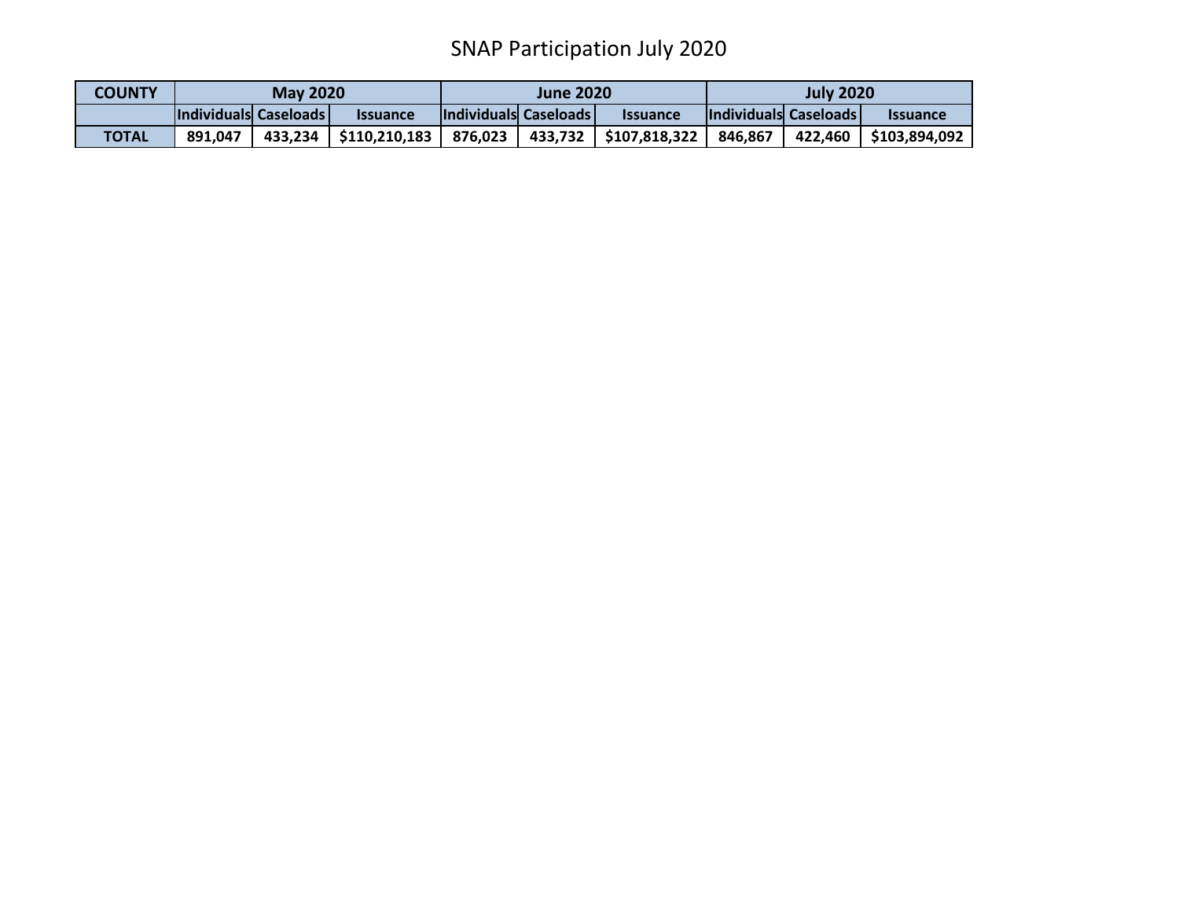# SNAP Participation July 2020

| COUNTY | May 2020 | | | June 2020 | | | July 2020 | | |
|---|---|---|---|---|---|---|---|---|---|
| | Individuals | Caseloads | Issuance | Individuals | Caseloads | Issuance | Individuals | Caseloads | Issuance |
| **TOTAL** | **891,047** | **433,234** | **$110,210,183** | **876,023** | **433,732** | **$107,818,322** | **846,867** | **422,460** | **$103,894,092** |